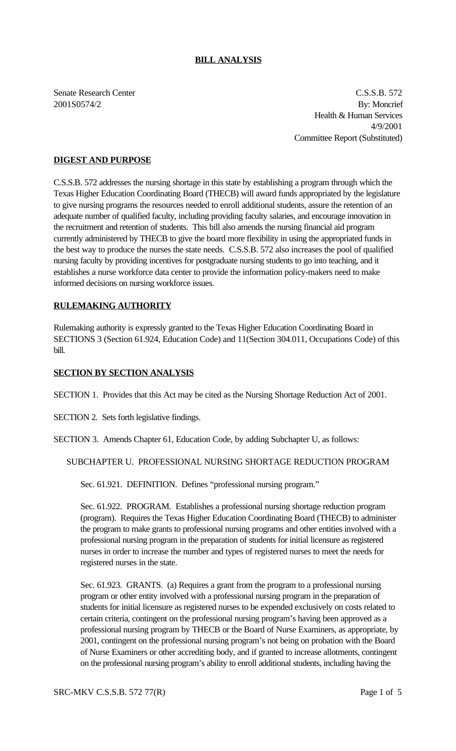**BILL ANALYSIS**

Senate Research Center
2001S0574/2

C.S.S.B. 572
By: Moncrief
Health & Human Services
4/9/2001
Committee Report (Substituted)

## DIGEST AND PURPOSE

C.S.S.B. 572 addresses the nursing shortage in this state by establishing a program through which the Texas Higher Education Coordinating Board (THECB) will award funds appropriated by the legislature to give nursing programs the resources needed to enroll additional students, assure the retention of an adequate number of qualified faculty, including providing faculty salaries, and encourage innovation in the recruitment and retention of students. This bill also amends the nursing financial aid program currently administered by THECB to give the board more flexibility in using the appropriated funds in the best way to produce the nurses the state needs. C.S.S.B. 572 also increases the pool of qualified nursing faculty by providing incentives for postgraduate nursing students to go into teaching, and it establishes a nurse workforce data center to provide the information policy-makers need to make informed decisions on nursing workforce issues.

## RULEMAKING AUTHORITY

Rulemaking authority is expressly granted to the Texas Higher Education Coordinating Board in SECTIONS 3 (Section 61.924, Education Code) and 11(Section 304.011, Occupations Code) of this bill.

## SECTION BY SECTION ANALYSIS

SECTION 1. Provides that this Act may be cited as the Nursing Shortage Reduction Act of 2001.

SECTION 2. Sets forth legislative findings.

SECTION 3. Amends Chapter 61, Education Code, by adding Subchapter U, as follows:

SUBCHAPTER U. PROFESSIONAL NURSING SHORTAGE REDUCTION PROGRAM

Sec. 61.921. DEFINITION. Defines "professional nursing program."

Sec. 61.922. PROGRAM. Establishes a professional nursing shortage reduction program (program). Requires the Texas Higher Education Coordinating Board (THECB) to administer the program to make grants to professional nursing programs and other entities involved with a professional nursing program in the preparation of students for initial licensure as registered nurses in order to increase the number and types of registered nurses to meet the needs for registered nurses in the state.

Sec. 61.923. GRANTS. (a) Requires a grant from the program to a professional nursing program or other entity involved with a professional nursing program in the preparation of students for initial licensure as registered nurses to be expended exclusively on costs related to certain criteria, contingent on the professional nursing program's having been approved as a professional nursing program by THECB or the Board of Nurse Examiners, as appropriate, by 2001, contingent on the professional nursing program's not being on probation with the Board of Nurse Examiners or other accrediting body, and if granted to increase allotments, contingent on the professional nursing program's ability to enroll additional students, including having the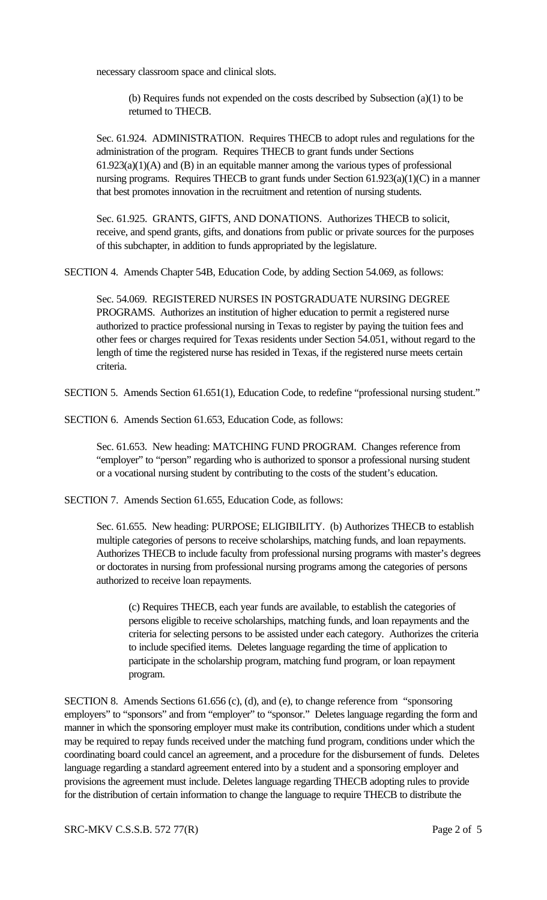necessary classroom space and clinical slots.

(b) Requires funds not expended on the costs described by Subsection (a)(1) to be returned to THECB.

Sec. 61.924. ADMINISTRATION. Requires THECB to adopt rules and regulations for the administration of the program. Requires THECB to grant funds under Sections 61.923(a)(1)(A) and (B) in an equitable manner among the various types of professional nursing programs. Requires THECB to grant funds under Section 61.923(a)(1)(C) in a manner that best promotes innovation in the recruitment and retention of nursing students.

Sec. 61.925. GRANTS, GIFTS, AND DONATIONS. Authorizes THECB to solicit, receive, and spend grants, gifts, and donations from public or private sources for the purposes of this subchapter, in addition to funds appropriated by the legislature.

SECTION 4. Amends Chapter 54B, Education Code, by adding Section 54.069, as follows:

Sec. 54.069. REGISTERED NURSES IN POSTGRADUATE NURSING DEGREE PROGRAMS. Authorizes an institution of higher education to permit a registered nurse authorized to practice professional nursing in Texas to register by paying the tuition fees and other fees or charges required for Texas residents under Section 54.051, without regard to the length of time the registered nurse has resided in Texas, if the registered nurse meets certain criteria.

SECTION 5. Amends Section 61.651(1), Education Code, to redefine "professional nursing student."

SECTION 6. Amends Section 61.653, Education Code, as follows:

Sec. 61.653. New heading: MATCHING FUND PROGRAM. Changes reference from "employer" to "person" regarding who is authorized to sponsor a professional nursing student or a vocational nursing student by contributing to the costs of the student's education.

SECTION 7. Amends Section 61.655, Education Code, as follows:

Sec. 61.655. New heading: PURPOSE; ELIGIBILITY. (b) Authorizes THECB to establish multiple categories of persons to receive scholarships, matching funds, and loan repayments. Authorizes THECB to include faculty from professional nursing programs with master's degrees or doctorates in nursing from professional nursing programs among the categories of persons authorized to receive loan repayments.

(c) Requires THECB, each year funds are available, to establish the categories of persons eligible to receive scholarships, matching funds, and loan repayments and the criteria for selecting persons to be assisted under each category. Authorizes the criteria to include specified items. Deletes language regarding the time of application to participate in the scholarship program, matching fund program, or loan repayment program.

SECTION 8. Amends Sections 61.656 (c), (d), and (e), to change reference from "sponsoring employers" to "sponsors" and from "employer" to "sponsor." Deletes language regarding the form and manner in which the sponsoring employer must make its contribution, conditions under which a student may be required to repay funds received under the matching fund program, conditions under which the coordinating board could cancel an agreement, and a procedure for the disbursement of funds. Deletes language regarding a standard agreement entered into by a student and a sponsoring employer and provisions the agreement must include. Deletes language regarding THECB adopting rules to provide for the distribution of certain information to change the language to require THECB to distribute the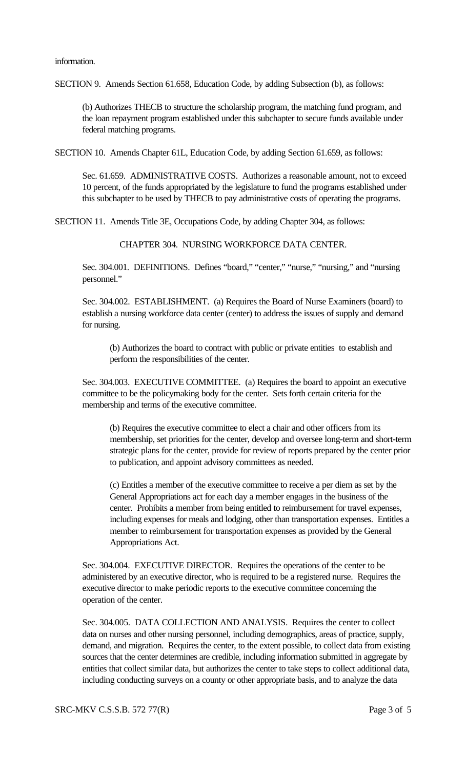information.

SECTION 9. Amends Section 61.658, Education Code, by adding Subsection (b), as follows:

> (b) Authorizes THECB to structure the scholarship program, the matching fund program, and the loan repayment program established under this subchapter to secure funds available under federal matching programs.

SECTION 10. Amends Chapter 61L, Education Code, by adding Section 61.659, as follows:

> Sec. 61.659. ADMINISTRATIVE COSTS. Authorizes a reasonable amount, not to exceed 10 percent, of the funds appropriated by the legislature to fund the programs established under this subchapter to be used by THECB to pay administrative costs of operating the programs.

SECTION 11. Amends Title 3E, Occupations Code, by adding Chapter 304, as follows:

CHAPTER 304. NURSING WORKFORCE DATA CENTER.

> Sec. 304.001. DEFINITIONS. Defines "board," "center," "nurse," "nursing," and "nursing personnel."
>
> Sec. 304.002. ESTABLISHMENT. (a) Requires the Board of Nurse Examiners (board) to establish a nursing workforce data center (center) to address the issues of supply and demand for nursing.
>
> > (b) Authorizes the board to contract with public or private entities to establish and perform the responsibilities of the center.
>
> Sec. 304.003. EXECUTIVE COMMITTEE. (a) Requires the board to appoint an executive committee to be the policymaking body for the center. Sets forth certain criteria for the membership and terms of the executive committee.
>
> > (b) Requires the executive committee to elect a chair and other officers from its membership, set priorities for the center, develop and oversee long-term and short-term strategic plans for the center, provide for review of reports prepared by the center prior to publication, and appoint advisory committees as needed.
> >
> > (c) Entitles a member of the executive committee to receive a per diem as set by the General Appropriations act for each day a member engages in the business of the center. Prohibits a member from being entitled to reimbursement for travel expenses, including expenses for meals and lodging, other than transportation expenses. Entitles a member to reimbursement for transportation expenses as provided by the General Appropriations Act.
>
> Sec. 304.004. EXECUTIVE DIRECTOR. Requires the operations of the center to be administered by an executive director, who is required to be a registered nurse. Requires the executive director to make periodic reports to the executive committee concerning the operation of the center.
>
> Sec. 304.005. DATA COLLECTION AND ANALYSIS. Requires the center to collect data on nurses and other nursing personnel, including demographics, areas of practice, supply, demand, and migration. Requires the center, to the extent possible, to collect data from existing sources that the center determines are credible, including information submitted in aggregate by entities that collect similar data, but authorizes the center to take steps to collect additional data, including conducting surveys on a county or other appropriate basis, and to analyze the data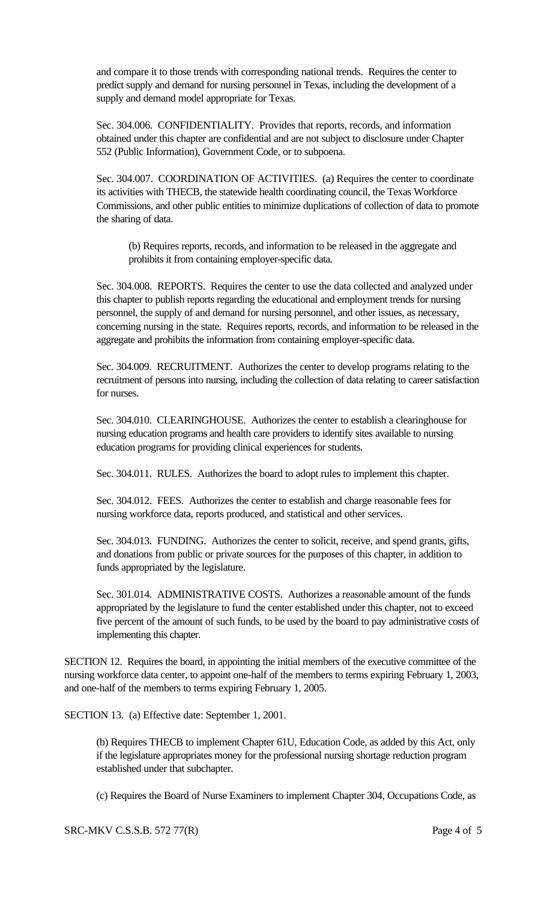and compare it to those trends with corresponding national trends. Requires the center to predict supply and demand for nursing personnel in Texas, including the development of a supply and demand model appropriate for Texas.

Sec. 304.006. CONFIDENTIALITY. Provides that reports, records, and information obtained under this chapter are confidential and are not subject to disclosure under Chapter 552 (Public Information), Government Code, or to subpoena.

Sec. 304.007. COORDINATION OF ACTIVITIES. (a) Requires the center to coordinate its activities with THECB, the statewide health coordinating council, the Texas Workforce Commissions, and other public entities to minimize duplications of collection of data to promote the sharing of data.

(b) Requires reports, records, and information to be released in the aggregate and prohibits it from containing employer-specific data.

Sec. 304.008. REPORTS. Requires the center to use the data collected and analyzed under this chapter to publish reports regarding the educational and employment trends for nursing personnel, the supply of and demand for nursing personnel, and other issues, as necessary, concerning nursing in the state. Requires reports, records, and information to be released in the aggregate and prohibits the information from containing employer-specific data.

Sec. 304.009. RECRUITMENT. Authorizes the center to develop programs relating to the recruitment of persons into nursing, including the collection of data relating to career satisfaction for nurses.

Sec. 304.010. CLEARINGHOUSE. Authorizes the center to establish a clearinghouse for nursing education programs and health care providers to identify sites available to nursing education programs for providing clinical experiences for students.

Sec. 304.011. RULES. Authorizes the board to adopt rules to implement this chapter.

Sec. 304.012. FEES. Authorizes the center to establish and charge reasonable fees for nursing workforce data, reports produced, and statistical and other services.

Sec. 304.013. FUNDING. Authorizes the center to solicit, receive, and spend grants, gifts, and donations from public or private sources for the purposes of this chapter, in addition to funds appropriated by the legislature.

Sec. 301.014. ADMINISTRATIVE COSTS. Authorizes a reasonable amount of the funds appropriated by the legislature to fund the center established under this chapter, not to exceed five percent of the amount of such funds, to be used by the board to pay administrative costs of implementing this chapter.

SECTION 12. Requires the board, in appointing the initial members of the executive committee of the nursing workforce data center, to appoint one-half of the members to terms expiring February 1, 2003, and one-half of the members to terms expiring February 1, 2005.

SECTION 13. (a) Effective date: September 1, 2001.

(b) Requires THECB to implement Chapter 61U, Education Code, as added by this Act, only if the legislature appropriates money for the professional nursing shortage reduction program established under that subchapter.

(c) Requires the Board of Nurse Examiners to implement Chapter 304, Occupations Code, as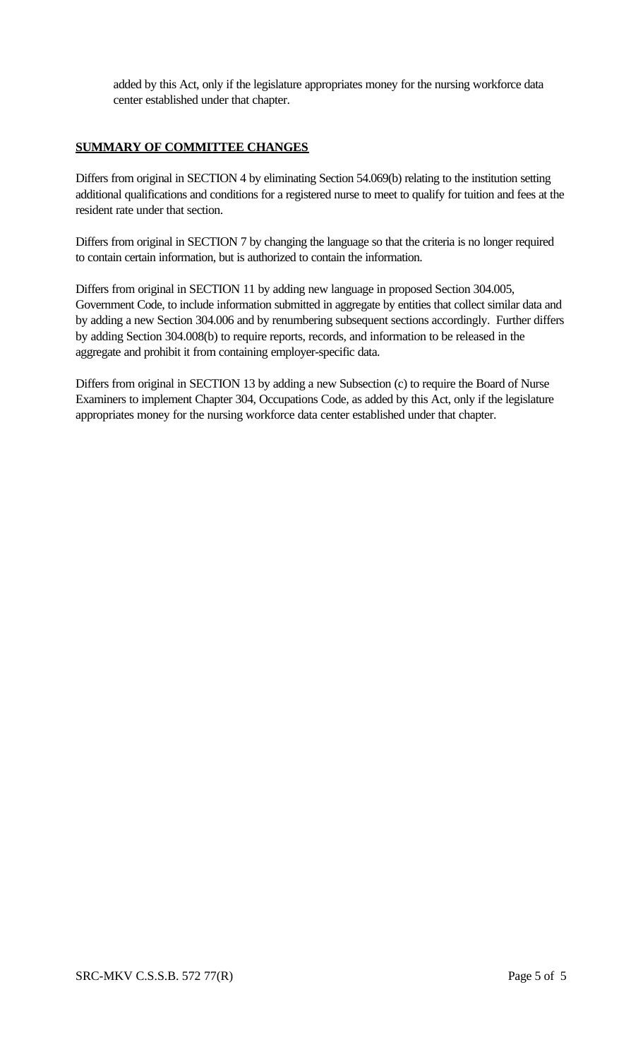added by this Act, only if the legislature appropriates money for the nursing workforce data center established under that chapter.

**SUMMARY OF COMMITTEE CHANGES**

Differs from original in SECTION 4 by eliminating Section 54.069(b) relating to the institution setting additional qualifications and conditions for a registered nurse to meet to qualify for tuition and fees at the resident rate under that section.

Differs from original in SECTION 7 by changing the language so that the criteria is no longer required to contain certain information, but is authorized to contain the information.

Differs from original in SECTION 11 by adding new language in proposed Section 304.005, Government Code, to include information submitted in aggregate by entities that collect similar data and by adding a new Section 304.006 and by renumbering subsequent sections accordingly. Further differs by adding Section 304.008(b) to require reports, records, and information to be released in the aggregate and prohibit it from containing employer-specific data.

Differs from original in SECTION 13 by adding a new Subsection (c) to require the Board of Nurse Examiners to implement Chapter 304, Occupations Code, as added by this Act, only if the legislature appropriates money for the nursing workforce data center established under that chapter.